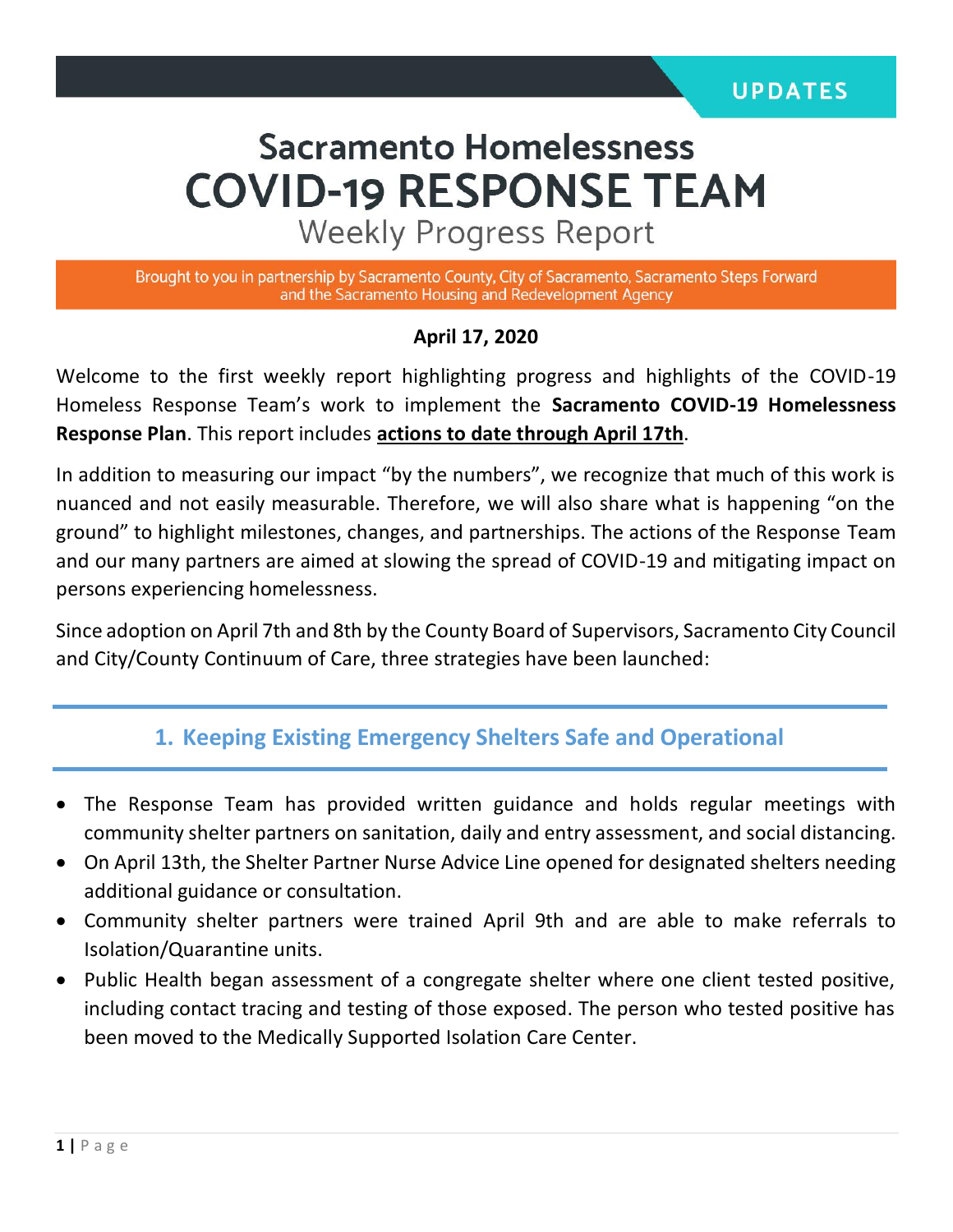UPDATES

# Sacramento Homelessness COVID-19 RESPONSE TEAM

## Weekly Progress Report

Brought to you in partnership by Sacramento County, City of Sacramento, Sacramento Steps Forward and the Sacramento Housing and Redevelopment Agency

**April 17, 2020**

Welcome to the first weekly report highlighting progress and highlights of the COVID-19 Homeless Response Team's work to implement the **Sacramento COVID-19 Homelessness Response Plan**. This report includes **actions to date through April 17th**.

In addition to measuring our impact "by the numbers", we recognize that much of this work is nuanced and not easily measurable. Therefore, we will also share what is happening "on the ground" to highlight milestones, changes, and partnerships. The actions of the Response Team and our many partners are aimed at slowing the spread of COVID-19 and mitigating impact on persons experiencing homelessness.

Since adoption on April 7th and 8th by the County Board of Supervisors, Sacramento City Council and City/County Continuum of Care, three strategies have been launched:

## 1. Keeping Existing Emergency Shelters Safe and Operational

- The Response Team has provided written guidance and holds regular meetings with community shelter partners on sanitation, daily and entry assessment, and social distancing.
- On April 13th, the Shelter Partner Nurse Advice Line opened for designated shelters needing additional guidance or consultation.
- Community shelter partners were trained April 9th and are able to make referrals to Isolation/Quarantine units.
- Public Health began assessment of a congregate shelter where one client tested positive, including contact tracing and testing of those exposed. The person who tested positive has been moved to the Medically Supported Isolation Care Center.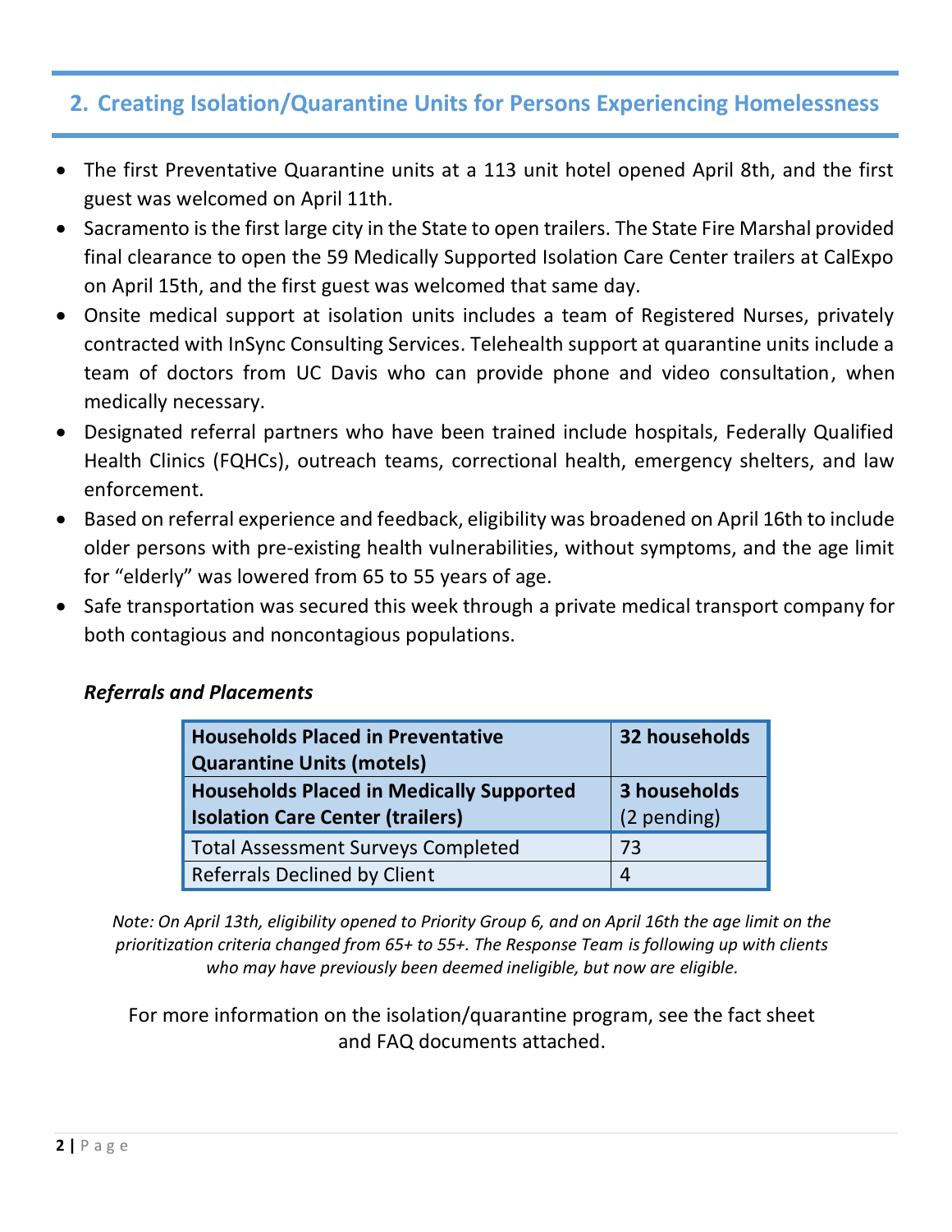## 2. Creating Isolation/Quarantine Units for Persons Experiencing Homelessness

- The first Preventative Quarantine units at a 113 unit hotel opened April 8th, and the first guest was welcomed on April 11th.
- Sacramento is the first large city in the State to open trailers. The State Fire Marshal provided final clearance to open the 59 Medically Supported Isolation Care Center trailers at CalExpo on April 15th, and the first guest was welcomed that same day.
- Onsite medical support at isolation units includes a team of Registered Nurses, privately contracted with InSync Consulting Services. Telehealth support at quarantine units include a team of doctors from UC Davis who can provide phone and video consultation, when medically necessary.
- Designated referral partners who have been trained include hospitals, Federally Qualified Health Clinics (FQHCs), outreach teams, correctional health, emergency shelters, and law enforcement.
- Based on referral experience and feedback, eligibility was broadened on April 16th to include older persons with pre-existing health vulnerabilities, without symptoms, and the age limit for "elderly" was lowered from 65 to 55 years of age.
- Safe transportation was secured this week through a private medical transport company for both contagious and noncontagious populations.

***Referrals and Placements***

| **Households Placed in Preventative Quarantine Units (motels)** | **32 households** |
|---|---|
| **Households Placed in Medically Supported Isolation Care Center (trailers)** | **3 households** (2 pending) |
| Total Assessment Surveys Completed | 73 |
| Referrals Declined by Client | 4 |

*Note: On April 13th, eligibility opened to Priority Group 6, and on April 16th the age limit on the prioritization criteria changed from 65+ to 55+. The Response Team is following up with clients who may have previously been deemed ineligible, but now are eligible.*

For more information on the isolation/quarantine program, see the fact sheet and FAQ documents attached.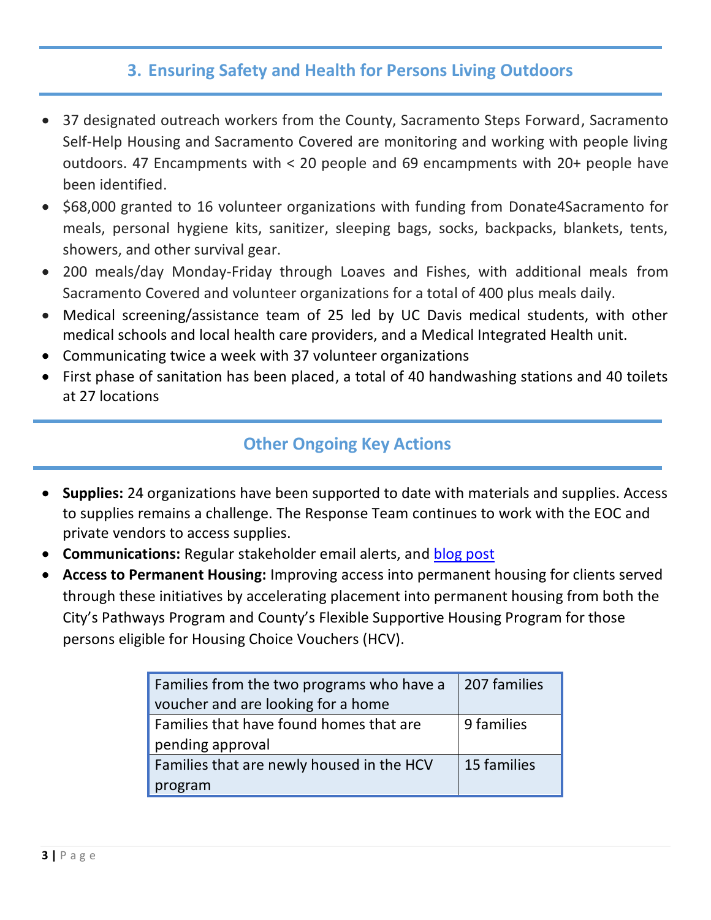## 3. Ensuring Safety and Health for Persons Living Outdoors

- 37 designated outreach workers from the County, Sacramento Steps Forward, Sacramento Self-Help Housing and Sacramento Covered are monitoring and working with people living outdoors. 47 Encampments with < 20 people and 69 encampments with 20+ people have been identified.
- $68,000 granted to 16 volunteer organizations with funding from Donate4Sacramento for meals, personal hygiene kits, sanitizer, sleeping bags, socks, backpacks, blankets, tents, showers, and other survival gear.
- 200 meals/day Monday-Friday through Loaves and Fishes, with additional meals from Sacramento Covered and volunteer organizations for a total of 400 plus meals daily.
- Medical screening/assistance team of 25 led by UC Davis medical students, with other medical schools and local health care providers, and a Medical Integrated Health unit.
- Communicating twice a week with 37 volunteer organizations
- First phase of sanitation has been placed, a total of 40 handwashing stations and 40 toilets at 27 locations

## Other Ongoing Key Actions

- **Supplies:** 24 organizations have been supported to date with materials and supplies. Access to supplies remains a challenge. The Response Team continues to work with the EOC and private vendors to access supplies.
- **Communications:** Regular stakeholder email alerts, and blog post
- **Access to Permanent Housing:** Improving access into permanent housing for clients served through these initiatives by accelerating placement into permanent housing from both the City's Pathways Program and County's Flexible Supportive Housing Program for those persons eligible for Housing Choice Vouchers (HCV).

| | |
|---|---|
| Families from the two programs who have a voucher and are looking for a home | 207 families |
| Families that have found homes that are pending approval | 9 families |
| Families that are newly housed in the HCV program | 15 families |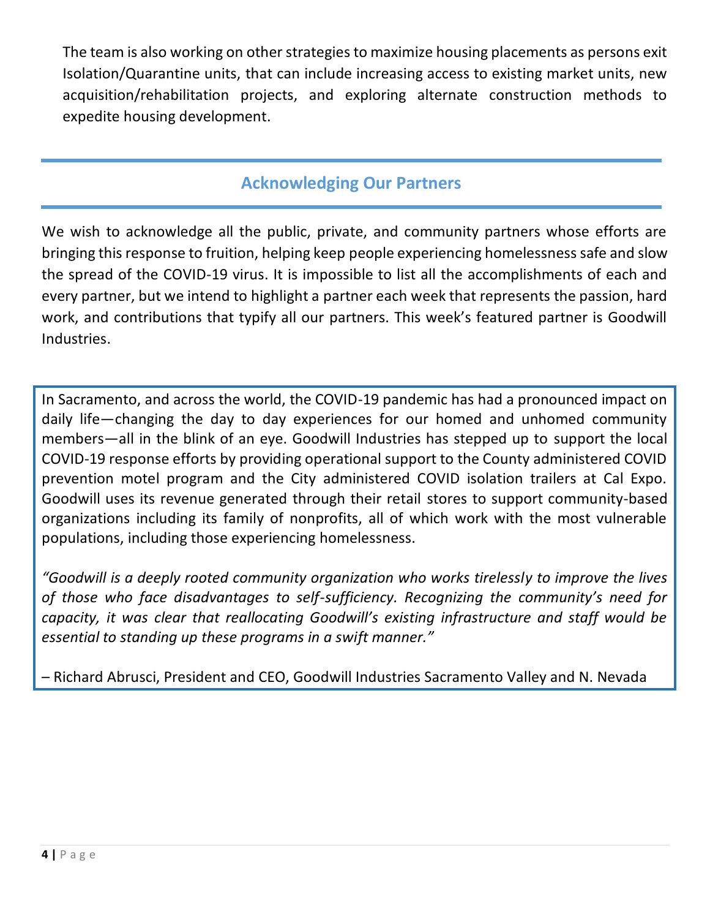The team is also working on other strategies to maximize housing placements as persons exit Isolation/Quarantine units, that can include increasing access to existing market units, new acquisition/rehabilitation projects, and exploring alternate construction methods to expedite housing development.

## Acknowledging Our Partners

We wish to acknowledge all the public, private, and community partners whose efforts are bringing this response to fruition, helping keep people experiencing homelessness safe and slow the spread of the COVID-19 virus. It is impossible to list all the accomplishments of each and every partner, but we intend to highlight a partner each week that represents the passion, hard work, and contributions that typify all our partners. This week's featured partner is Goodwill Industries.

In Sacramento, and across the world, the COVID-19 pandemic has had a pronounced impact on daily life—changing the day to day experiences for our homed and unhomed community members—all in the blink of an eye. Goodwill Industries has stepped up to support the local COVID-19 response efforts by providing operational support to the County administered COVID prevention motel program and the City administered COVID isolation trailers at Cal Expo. Goodwill uses its revenue generated through their retail stores to support community-based organizations including its family of nonprofits, all of which work with the most vulnerable populations, including those experiencing homelessness.

*"Goodwill is a deeply rooted community organization who works tirelessly to improve the lives of those who face disadvantages to self-sufficiency. Recognizing the community's need for capacity, it was clear that reallocating Goodwill's existing infrastructure and staff would be essential to standing up these programs in a swift manner."*

– Richard Abrusci, President and CEO, Goodwill Industries Sacramento Valley and N. Nevada